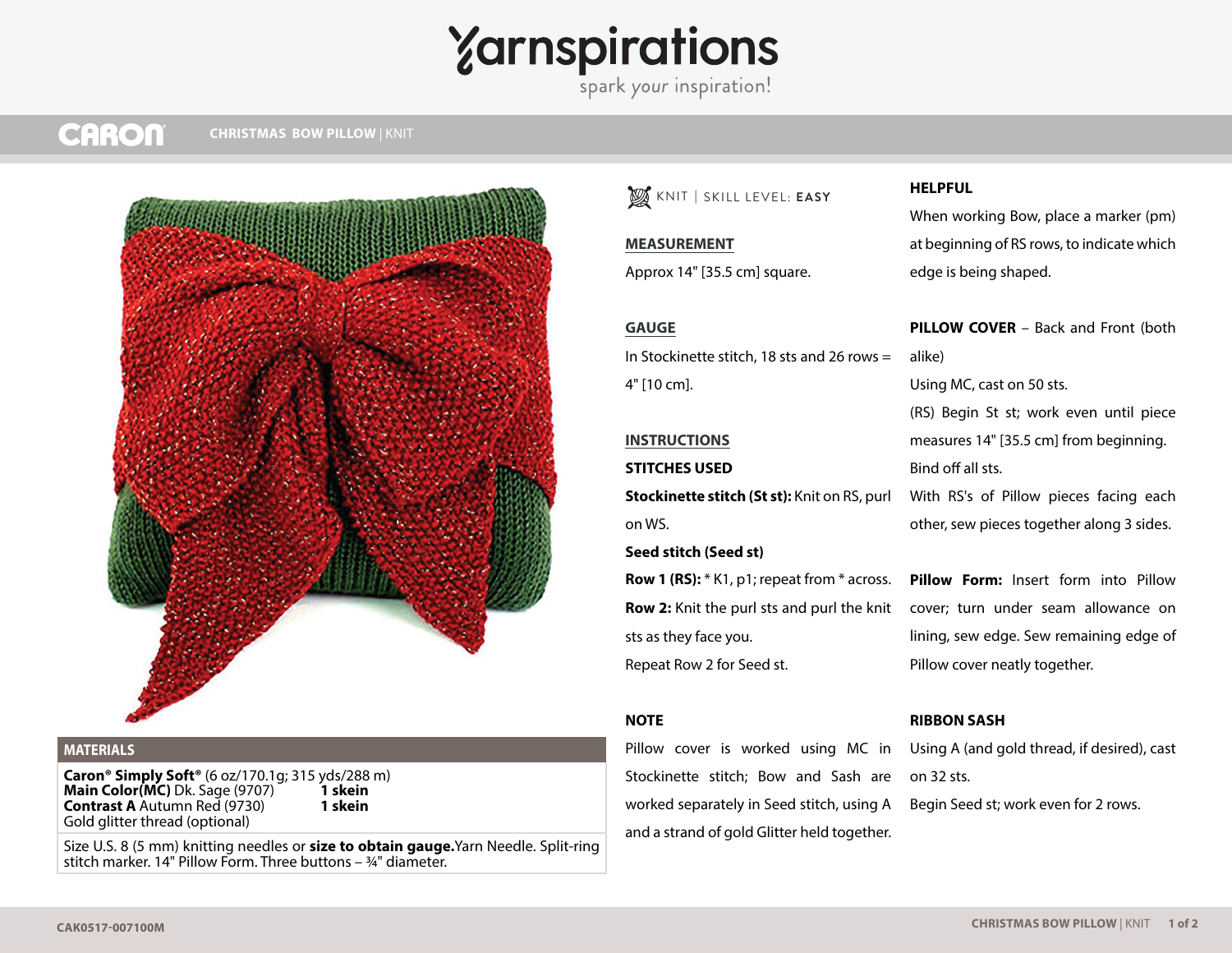# CHRISTMAS BOW PILLOW | KNIT

## MATERIALS

**Caron® Simply Soft®** (6 oz/170.1g; 315 yds/288 m)
**Main Color(MC)** Dk. Sage (9707) **1 skein**
**Contrast A** Autumn Red (9730) **1 skein**
Gold glitter thread (optional)

Size U.S. 8 (5 mm) knitting needles or **size to obtain gauge.** Yarn Needle. Split-ring stitch marker. 14" Pillow Form. Three buttons – ¾" diameter.

KNIT | SKILL LEVEL: **EASY**

## MEASUREMENT

Approx 14" [35.5 cm] square.

## GAUGE

In Stockinette stitch, 18 sts and 26 rows = 4" [10 cm].

## INSTRUCTIONS

### STITCHES USED

**Stockinette stitch (St st):** Knit on RS, purl on WS.

**Seed stitch (Seed st)**

**Row 1 (RS):** * K1, p1; repeat from * across.

**Row 2:** Knit the purl sts and purl the knit sts as they face you.

Repeat Row 2 for Seed st.

### NOTE

Pillow cover is worked using MC in Stockinette stitch; Bow and Sash are worked separately in Seed stitch, using A and a strand of gold Glitter held together.

### HELPFUL

When working Bow, place a marker (pm) at beginning of RS rows, to indicate which edge is being shaped.

### PILLOW COVER – Back and Front (both alike)

Using MC, cast on 50 sts.

(RS) Begin St st; work even until piece measures 14" [35.5 cm] from beginning.

Bind off all sts.

With RS's of Pillow pieces facing each other, sew pieces together along 3 sides.

**Pillow Form:** Insert form into Pillow cover; turn under seam allowance on lining, sew edge. Sew remaining edge of Pillow cover neatly together.

### RIBBON SASH

Using A (and gold thread, if desired), cast on 32 sts.

Begin Seed st; work even for 2 rows.

CAK0517-007100M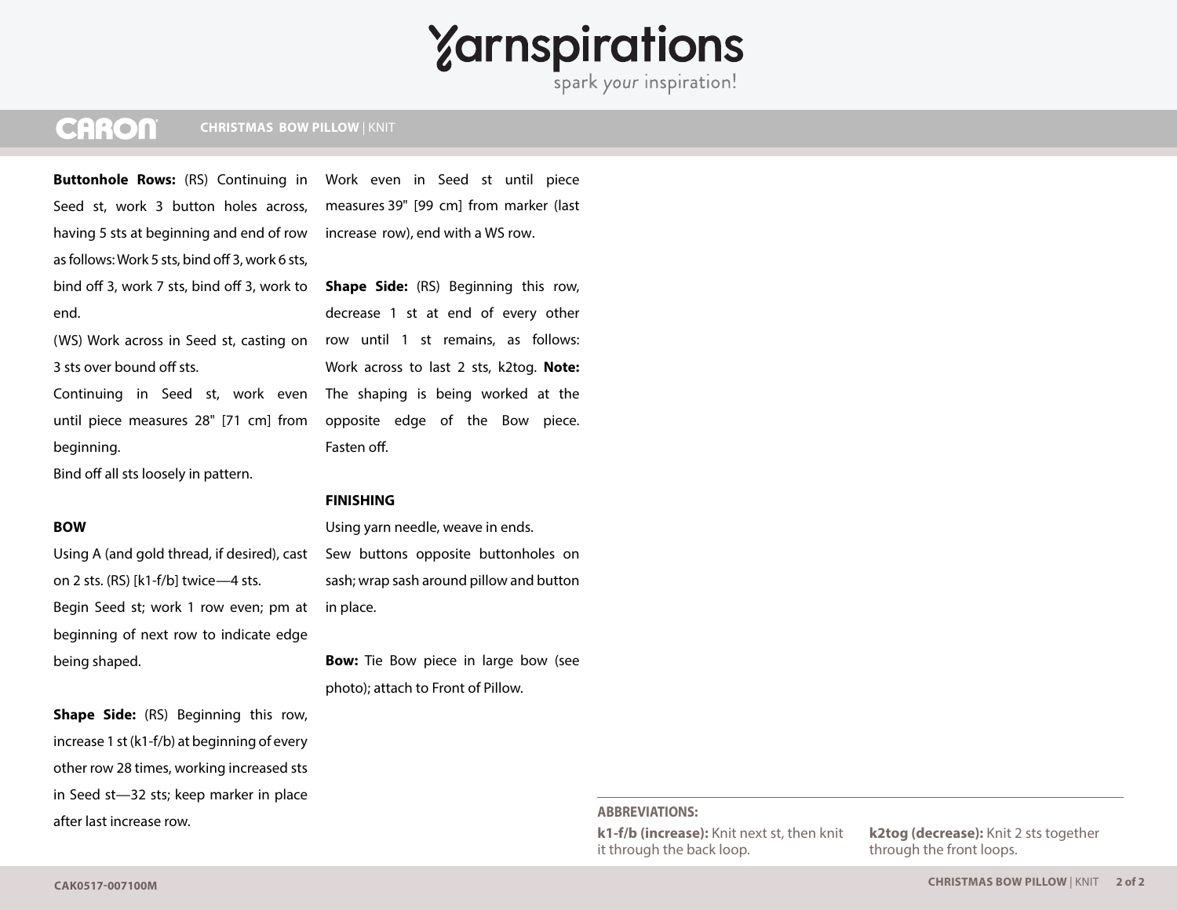**Buttonhole Rows:** (RS) Continuing in Seed st, work 3 button holes across, having 5 sts at beginning and end of row as follows: Work 5 sts, bind off 3, work 6 sts, bind off 3, work 7 sts, bind off 3, work to end.

(WS) Work across in Seed st, casting on 3 sts over bound off sts.

Continuing in Seed st, work even until piece measures 28" [71 cm] from beginning.

Bind off all sts loosely in pattern.

**BOW**

Using A (and gold thread, if desired), cast on 2 sts. (RS) [k1-f/b] twice—4 sts.

Begin Seed st; work 1 row even; pm at beginning of next row to indicate edge being shaped.

**Shape Side:** (RS) Beginning this row, increase 1 st (k1-f/b) at beginning of every other row 28 times, working increased sts in Seed st—32 sts; keep marker in place after last increase row.

Work even in Seed st until piece measures 39" [99 cm] from marker (last increase row), end with a WS row.

**Shape Side:** (RS) Beginning this row, decrease 1 st at end of every other row until 1 st remains, as follows: Work across to last 2 sts, k2tog. **Note:** The shaping is being worked at the opposite edge of the Bow piece. Fasten off.

**FINISHING**

Using yarn needle, weave in ends.

Sew buttons opposite buttonholes on sash; wrap sash around pillow and button in place.

**Bow:** Tie Bow piece in large bow (see photo); attach to Front of Pillow.

**ABBREVIATIONS:**

**k1-f/b (increase):** Knit next st, then knit it through the back loop.

**k2tog (decrease):** Knit 2 sts together through the front loops.

CAK0517-007100M